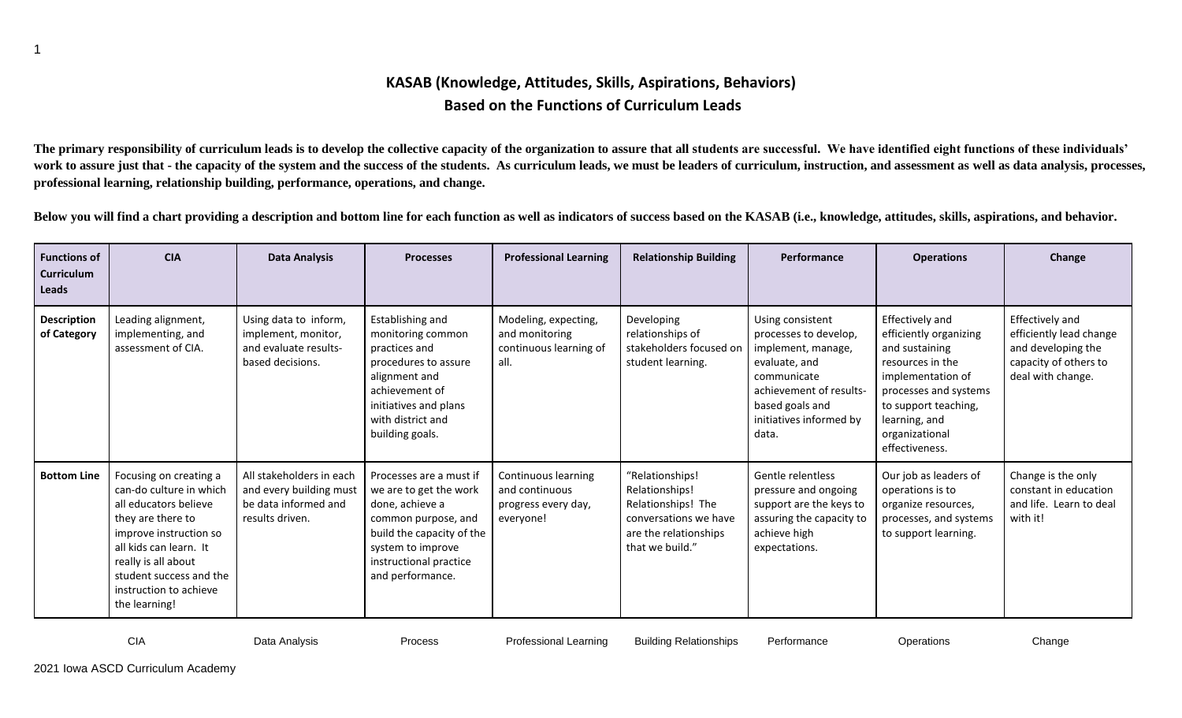# KASAB (Knowledge, Attitudes, Skills, Aspirations, Behaviors)
## Based on the Functions of Curriculum Leads

**The primary responsibility of curriculum leads is to develop the collective capacity of the organization to assure that all students are successful. We have identified eight functions of these individuals' work to assure just that - the capacity of the system and the success of the students. As curriculum leads, we must be leaders of curriculum, instruction, and assessment as well as data analysis, processes, professional learning, relationship building, performance, operations, and change.**

**Below you will find a chart providing a description and bottom line for each function as well as indicators of success based on the KASAB (i.e., knowledge, attitudes, skills, aspirations, and behavior.**

| Functions of Curriculum Leads | CIA | Data Analysis | Processes | Professional Learning | Relationship Building | Performance | Operations | Change |
|---|---|---|---|---|---|---|---|---|
| **Description of Category** | Leading alignment, implementing, and assessment of CIA. | Using data to inform, implement, monitor, and evaluate results-based decisions. | Establishing and monitoring common practices and procedures to assure alignment and achievement of initiatives and plans with district and building goals. | Modeling, expecting, and monitoring continuous learning of all. | Developing relationships of stakeholders focused on student learning. | Using consistent processes to develop, implement, manage, evaluate, and communicate achievement of results-based goals and initiatives informed by data. | Effectively and efficiently organizing and sustaining resources in the implementation of processes and systems to support teaching, learning, and organizational effectiveness. | Effectively and efficiently lead change and developing the capacity of others to deal with change. |
| **Bottom Line** | Focusing on creating a can-do culture in which all educators believe they are there to improve instruction so all kids can learn. It really is all about student success and the instruction to achieve the learning! | All stakeholders in each and every building must be data informed and results driven. | Processes are a must if we are to get the work done, achieve a common purpose, and build the capacity of the system to improve instructional practice and performance. | Continuous learning and continuous progress every day, everyone! | "Relationships! Relationships! Relationships! The conversations we have are the relationships that we build." | Gentle relentless pressure and ongoing support are the keys to assuring the capacity to achieve high expectations. | Our job as leaders of operations is to organize resources, processes, and systems to support learning. | Change is the only constant in education and life. Learn to deal with it! |

CIA | Data Analysis | Process | Professional Learning | Building Relationships | Performance | Operations | Change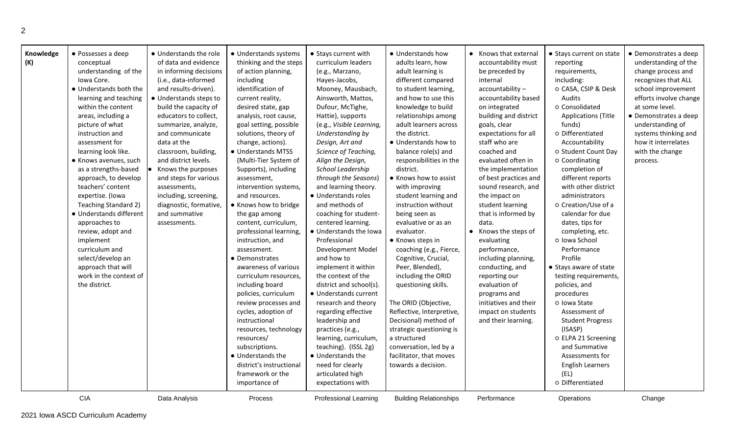| | CIA | Data Analysis | Process | Professional Learning | Building Relationships | Performance | Operations | Change |
|---|---|---|---|---|---|---|---|---|
| **Knowledge (K)** | • Possesses a deep conceptual understanding of the Iowa Core.<br>• Understands both the learning and teaching within the content areas, including a picture of what instruction and assessment for learning look like.<br>• Knows avenues, such as a strengths-based approach, to develop teachers' content expertise. (Iowa Teaching Standard 2)<br>• Understands different approaches to review, adopt and implement curriculum and select/develop an approach that will work in the context of the district. | • Understands the role of data and evidence in informing decisions (i.e., data-informed and results-driven).<br>• Understands steps to build the capacity of educators to collect, summarize, analyze, and communicate data at the classroom, building, and district levels.<br>• Knows the purposes and steps for various assessments, including, screening, diagnostic, formative, and summative assessments. | • Understands systems thinking and the steps of action planning, including identification of current reality, desired state, gap analysis, root cause, goal setting, possible solutions, theory of change, actions).<br>• Understands MTSS (Multi-Tier System of Supports), including assessment, intervention systems, and resources.<br>• Knows how to bridge the gap among content, curriculum, professional learning, instruction, and assessment.<br>• Demonstrates awareness of various curriculum resources, including board policies, curriculum review processes and cycles, adoption of instructional resources, technology resources/ subscriptions.<br>• Understands the district's instructional framework or the importance of | • Stays current with curriculum leaders (e.g., Marzano, Hayes-Jacobs, Mooney, Mausbach, Ainsworth, Mattos, Dufour, McTighe, Hattie), supports (e.g., *Visible Learning, Understanding by Design, Art and Science of Teaching, Align the Design, School Leadership through the Seasons*) and learning theory.<br>• Understands roles and methods of coaching for student-centered learning.<br>• Understands the Iowa Professional Development Model and how to implement it within the context of the district and school(s).<br>• Understands current research and theory regarding effective leadership and practices (e.g., learning, curriculum, teaching). (ISSL 2g)<br>• Understands the need for clearly articulated high expectations with | • Understands how adults learn, how adult learning is different compared to student learning, and how to use this knowledge to build relationships among adult learners across the district.<br>• Understands how to balance role(s) and responsibilities in the district.<br>• Knows how to assist with improving student learning and instruction without being seen as evaluative or as an evaluator.<br>• Knows steps in coaching (e.g., Fierce, Cognitive, Crucial, Peer, Blended), including the ORID questioning skills.<br><br>The ORID (Objective, Reflective, Interpretive, Decisional) method of strategic questioning is a structured conversation, led by a facilitator, that moves towards a decision. | • Knows that external accountability must be preceded by internal accountability – accountability based on integrated building and district goals, clear expectations for all staff who are coached and evaluated often in the implementation of best practices and sound research, and the impact on student learning that is informed by data.<br>• Knows the steps of evaluating performance, including planning, conducting, and reporting our evaluation of programs and initiatives and their impact on students and their learning. | • Stays current on state reporting requirements, including:<br>○ CASA, CSIP & Desk Audits<br>○ Consolidated Applications (Title funds)<br>○ Differentiated Accountability<br>○ Student Count Day<br>○ Coordinating completion of different reports with other district administrators<br>○ Creation/Use of a calendar for due dates, tips for completing, etc.<br>○ Iowa School Performance Profile<br>• Stays aware of state testing requirements, policies, and procedures<br>○ Iowa State Assessment of Student Progress (ISASP)<br>○ ELPA 21 Screening and Summative Assessments for English Learners (EL)<br>○ Differentiated | • Demonstrates a deep understanding of the change process and recognizes that ALL school improvement efforts involve change at some level.<br>• Demonstrates a deep understanding of systems thinking and how it interrelates with the change process. |

2021 Iowa ASCD Curriculum Academy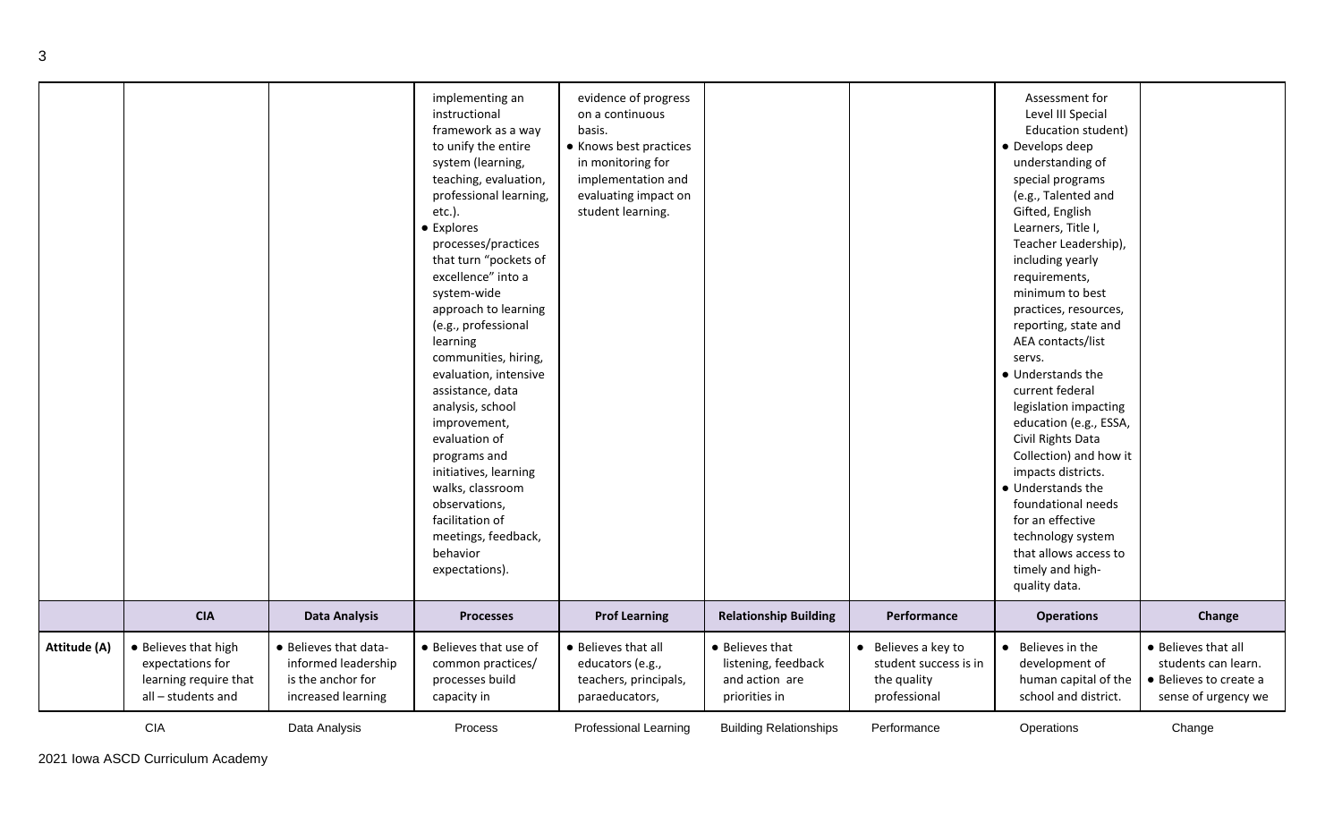| | | | | | | | | |
|---|---|---|---|---|---|---|---|---|
| | | | implementing an instructional framework as a way to unify the entire system (learning, teaching, evaluation, professional learning, etc.).<br>• Explores processes/practices that turn "pockets of excellence" into a system-wide approach to learning (e.g., professional learning communities, hiring, evaluation, intensive assistance, data analysis, school improvement, evaluation of programs and initiatives, learning walks, classroom observations, facilitation of meetings, feedback, behavior expectations). | evidence of progress on a continuous basis.<br>• Knows best practices in monitoring for implementation and evaluating impact on student learning. | | | Assessment for Level III Special Education student)<br>• Develops deep understanding of special programs (e.g., Talented and Gifted, English Learners, Title I, Teacher Leadership), including yearly requirements, minimum to best practices, resources, reporting, state and AEA contacts/list servs.<br>• Understands the current federal legislation impacting education (e.g., ESSA, Civil Rights Data Collection) and how it impacts districts.<br>• Understands the foundational needs for an effective technology system that allows access to timely and high-quality data. | |
| | **CIA** | **Data Analysis** | **Processes** | **Prof Learning** | **Relationship Building** | **Performance** | **Operations** | **Change** |
| **Attitude (A)** | • Believes that high expectations for learning require that all – students and | • Believes that data-informed leadership is the anchor for increased learning | • Believes that use of common practices/ processes build capacity in | • Believes that all educators (e.g., teachers, principals, paraeducators, | • Believes that listening, feedback and action are priorities in | • Believes a key to student success is in the quality professional | • Believes in the development of human capital of the school and district. | • Believes that all students can learn.<br>• Believes to create a sense of urgency we |
| | CIA | Data Analysis | Process | Professional Learning | Building Relationships | Performance | Operations | Change |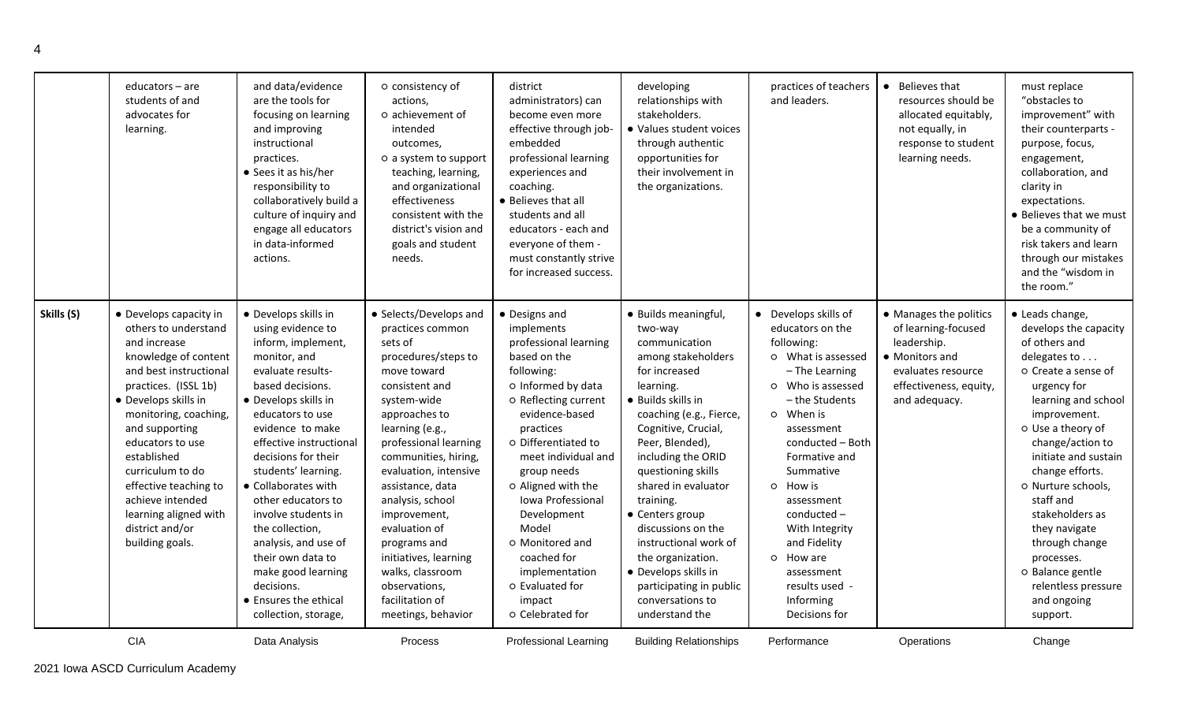| | CIA | Data Analysis | Process | Professional Learning | Building Relationships | Performance | Operations | Change |
|---|---|---|---|---|---|---|---|---|
| | educators – are students of and advocates for learning. | and data/evidence are the tools for focusing on learning and improving instructional practices.<br>● Sees it as his/her responsibility to collaboratively build a culture of inquiry and engage all educators in data-informed actions. | ○ consistency of actions,<br>○ achievement of intended outcomes,<br>○ a system to support teaching, learning, and organizational effectiveness consistent with the district's vision and goals and student needs. | district administrators) can become even more effective through job-embedded professional learning experiences and coaching.<br>● Believes that all students and all educators - each and everyone of them - must constantly strive for increased success. | developing relationships with stakeholders.<br>● Values student voices through authentic opportunities for their involvement in the organizations. | practices of teachers and leaders. | ● Believes that resources should be allocated equitably, not equally, in response to student learning needs. | must replace "obstacles to improvement" with their counterparts - purpose, focus, engagement, collaboration, and clarity in expectations.<br>● Believes that we must be a community of risk takers and learn through our mistakes and the "wisdom in the room." |
| **Skills (S)** | ● Develops capacity in others to understand and increase knowledge of content and best instructional practices. (ISSL 1b)<br>● Develops skills in monitoring, coaching, and supporting educators to use established curriculum to do effective teaching to achieve intended learning aligned with district and/or building goals. | ● Develops skills in using evidence to inform, implement, monitor, and evaluate results-based decisions.<br>● Develops skills in educators to use evidence to make effective instructional decisions for their students' learning.<br>● Collaborates with other educators to involve students in the collection, analysis, and use of their own data to make good learning decisions.<br>● Ensures the ethical collection, storage, | ● Selects/Develops and practices common sets of procedures/steps to move toward consistent and system-wide approaches to learning (e.g., professional learning communities, hiring, evaluation, intensive assistance, data analysis, school improvement, evaluation of programs and initiatives, learning walks, classroom observations, facilitation of meetings, behavior | ● Designs and implements professional learning based on the following:<br>○ Informed by data<br>○ Reflecting current evidence-based practices<br>○ Differentiated to meet individual and group needs<br>○ Aligned with the Iowa Professional Development Model<br>○ Monitored and coached for implementation<br>○ Evaluated for impact<br>○ Celebrated for | ● Builds meaningful, two-way communication among stakeholders for increased learning.<br>● Builds skills in coaching (e.g., Fierce, Cognitive, Crucial, Peer, Blended), including the ORID questioning skills shared in evaluator training.<br>● Centers group discussions on the instructional work of the organization.<br>● Develops skills in participating in public conversations to understand the | ● Develops skills of educators on the following:<br>○ What is assessed – The Learning<br>○ Who is assessed – the Students<br>○ When is assessment conducted – Both Formative and Summative<br>○ How is assessment conducted – With Integrity and Fidelity<br>○ How are assessment results used - Informing Decisions for | ● Manages the politics of learning-focused leadership.<br>● Monitors and evaluates resource effectiveness, equity, and adequacy. | ● Leads change, develops the capacity of others and delegates to . . .<br>○ Create a sense of urgency for learning and school improvement.<br>○ Use a theory of change/action to initiate and sustain change efforts.<br>○ Nurture schools, staff and stakeholders as they navigate through change processes.<br>○ Balance gentle relentless pressure and ongoing support. |

2021 Iowa ASCD Curriculum Academy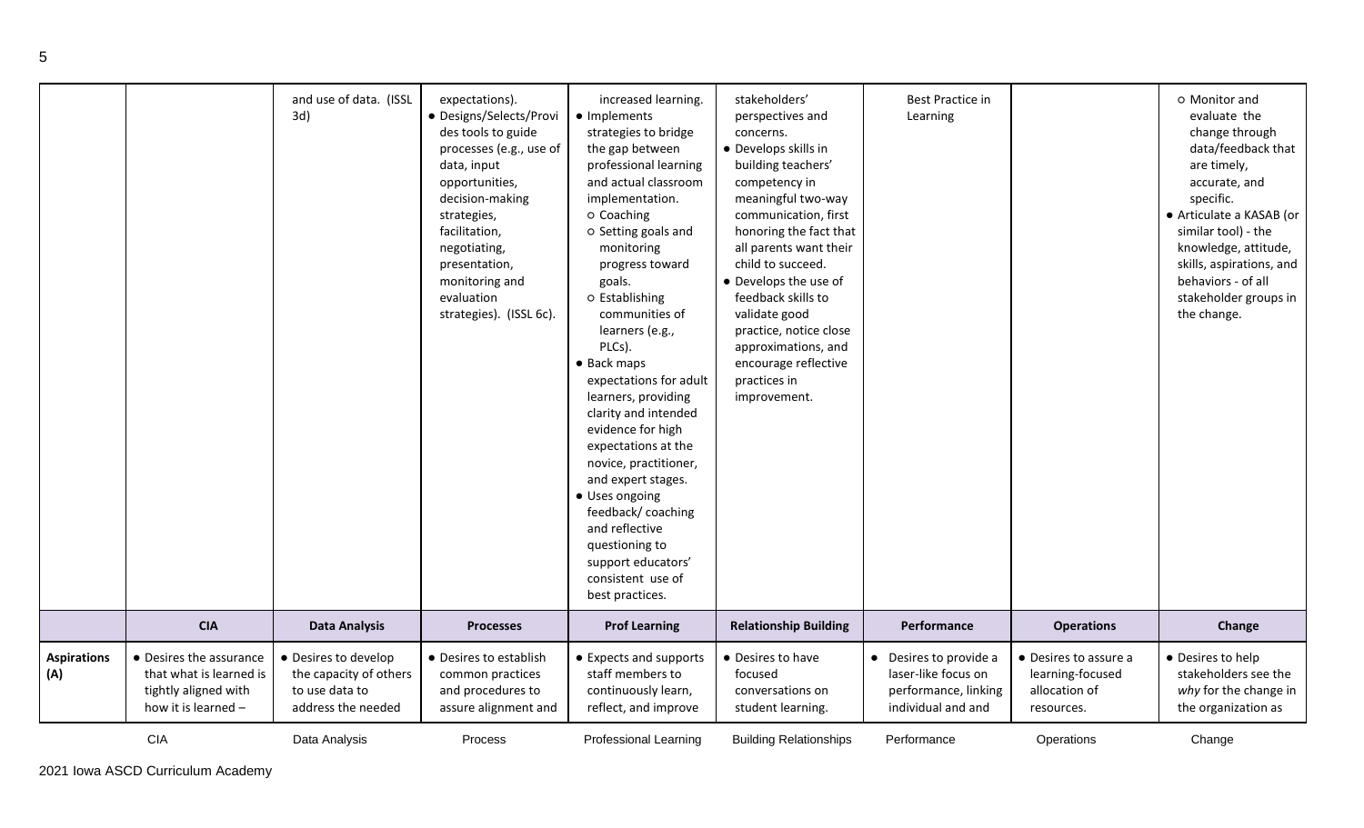| | | | | | | | | |
|---|---|---|---|---|---|---|---|---|
| | | and use of data. (ISSL 3d) | expectations).<br>● Designs/Selects/Provides tools to guide processes (e.g., use of data, input opportunities, decision-making strategies, facilitation, negotiating, presentation, monitoring and evaluation strategies). (ISSL 6c). | increased learning.<br>● Implements strategies to bridge the gap between professional learning and actual classroom implementation.<br>○ Coaching<br>○ Setting goals and monitoring progress toward goals.<br>○ Establishing communities of learners (e.g., PLCs).<br>● Back maps expectations for adult learners, providing clarity and intended evidence for high expectations at the novice, practitioner, and expert stages.<br>● Uses ongoing feedback/ coaching and reflective questioning to support educators' consistent use of best practices. | stakeholders' perspectives and concerns.<br>● Develops skills in building teachers' competency in meaningful two-way communication, first honoring the fact that all parents want their child to succeed.<br>● Develops the use of feedback skills to validate good practice, notice close approximations, and encourage reflective practices in improvement. | Best Practice in Learning | | ○ Monitor and evaluate the change through data/feedback that are timely, accurate, and specific.<br>● Articulate a KASAB (or similar tool) - the knowledge, attitude, skills, aspirations, and behaviors - of all stakeholder groups in the change. |
| | **CIA** | **Data Analysis** | **Processes** | **Prof Learning** | **Relationship Building** | **Performance** | **Operations** | **Change** |
| **Aspirations (A)** | ● Desires the assurance that what is learned is tightly aligned with how it is learned – | ● Desires to develop the capacity of others to use data to address the needed | ● Desires to establish common practices and procedures to assure alignment and | ● Expects and supports staff members to continuously learn, reflect, and improve | ● Desires to have focused conversations on student learning. | ● Desires to provide a laser-like focus on performance, linking individual and and | ● Desires to assure a learning-focused allocation of resources. | ● Desires to help stakeholders see the *why* for the change in the organization as |
| | CIA | Data Analysis | Process | Professional Learning | Building Relationships | Performance | Operations | Change |

2021 Iowa ASCD Curriculum Academy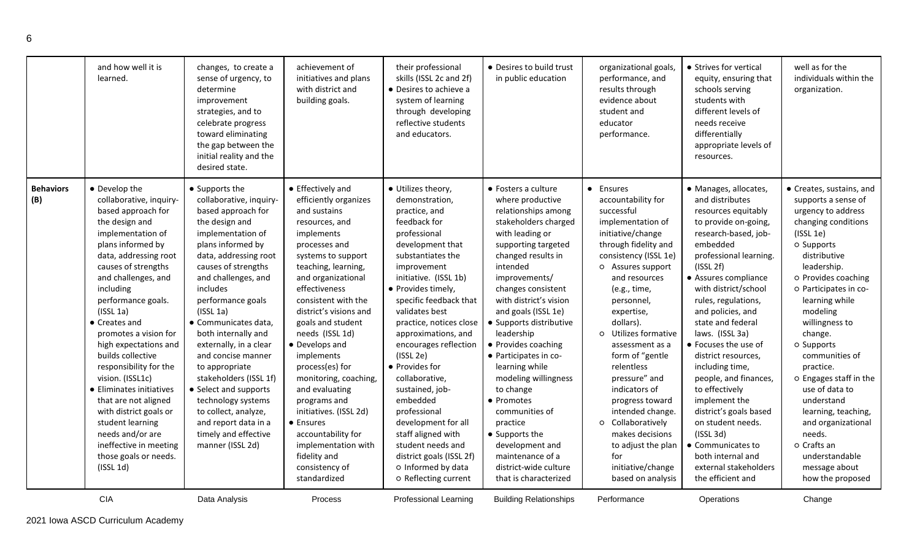| | CIA | Data Analysis | Process | Professional Learning | Building Relationships | Performance | Operations | Change |
|---|---|---|---|---|---|---|---|---|
| | and how well it is learned. | changes, to create a sense of urgency, to determine improvement strategies, and to celebrate progress toward eliminating the gap between the initial reality and the desired state. | achievement of initiatives and plans with district and building goals. | their professional skills (ISSL 2c and 2f)<br>● Desires to achieve a system of learning through developing reflective students and educators. | ● Desires to build trust in public education | organizational goals, performance, and results through evidence about student and educator performance. | ● Strives for vertical equity, ensuring that schools serving students with different levels of needs receive differentially appropriate levels of resources. | well as for the individuals within the organization. |
| **Behaviors (B)** | ● Develop the collaborative, inquiry-based approach for the design and implementation of plans informed by data, addressing root causes of strengths and challenges, and including performance goals. (ISSL 1a)<br>● Creates and promotes a vision for high expectations and builds collective responsibility for the vision. (ISSL1c)<br>● Eliminates initiatives that are not aligned with district goals or student learning needs and/or are ineffective in meeting those goals or needs. (ISSL 1d) | ● Supports the collaborative, inquiry-based approach for the design and implementation of plans informed by data, addressing root causes of strengths and challenges, and includes performance goals (ISSL 1a)<br>● Communicates data, both internally and externally, in a clear and concise manner to appropriate stakeholders (ISSL 1f)<br>● Select and supports technology systems to collect, analyze, and report data in a timely and effective manner (ISSL 2d) | ● Effectively and efficiently organizes and sustains resources, and implements processes and systems to support teaching, learning, and organizational effectiveness consistent with the district's visions and goals and student needs (ISSL 1d)<br>● Develops and implements process(es) for monitoring, coaching, and evaluating programs and initiatives. (ISSL 2d)<br>● Ensures accountability for implementation with fidelity and consistency of standardized | ● Utilizes theory, demonstration, practice, and feedback for professional development that substantiates the improvement initiative. (ISSL 1b)<br>● Provides timely, specific feedback that validates best practice, notices close approximations, and encourages reflection (ISSL 2e)<br>● Provides for collaborative, sustained, job-embedded professional development for all staff aligned with student needs and district goals (ISSL 2f)<br>○ Informed by data<br>○ Reflecting current | ● Fosters a culture where productive relationships among stakeholders charged with leading or supporting targeted changed results in intended improvements/ changes consistent with district's vision and goals (ISSL 1e)<br>● Supports distributive leadership<br>● Provides coaching<br>● Participates in co-learning while modeling willingness to change<br>● Promotes communities of practice<br>● Supports the development and maintenance of a district-wide culture that is characterized | ● Ensures accountability for successful implementation of initiative/change through fidelity and consistency (ISSL 1e)<br>○ Assures support and resources (e.g., time, personnel, expertise, dollars).<br>○ Utilizes formative assessment as a form of "gentle relentless pressure" and indicators of progress toward intended change.<br>○ Collaboratively makes decisions to adjust the plan for initiative/change based on analysis | ● Manages, allocates, and distributes resources equitably to provide on-going, research-based, job-embedded professional learning. (ISSL 2f)<br>● Assures compliance with district/school rules, regulations, and policies, and state and federal laws. (ISSL 3a)<br>● Focuses the use of district resources, including time, people, and finances, to effectively implement the district's goals based on student needs. (ISSL 3d)<br>● Communicates to both internal and external stakeholders the efficient and | ● Creates, sustains, and supports a sense of urgency to address changing conditions (ISSL 1e)<br>○ Supports distributive leadership.<br>○ Provides coaching<br>○ Participates in co-learning while modeling willingness to change.<br>○ Supports communities of practice.<br>○ Engages staff in the use of data to understand learning, teaching, and organizational needs.<br>○ Crafts an understandable message about how the proposed |

2021 Iowa ASCD Curriculum Academy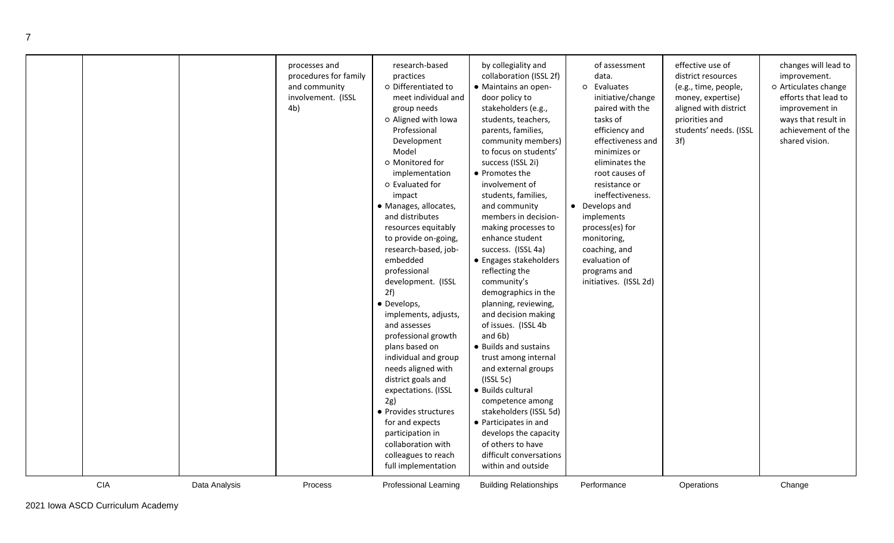| CIA | Data Analysis | Process | Professional Learning | Building Relationships | Performance | Operations | Change |
|---|---|---|---|---|---|---|---|
| | | processes and procedures for family and community involvement. (ISSL 4b) | research-based practices<br>o Differentiated to meet individual and group needs<br>o Aligned with Iowa Professional Development Model<br>o Monitored for implementation<br>o Evaluated for impact<br>• Manages, allocates, and distributes resources equitably to provide on-going, research-based, job-embedded professional development. (ISSL 2f)<br>• Develops, implements, adjusts, and assesses professional growth plans based on individual and group needs aligned with district goals and expectations. (ISSL 2g)<br>• Provides structures for and expects participation in collaboration with colleagues to reach full implementation | by collegiality and collaboration (ISSL 2f)<br>• Maintains an open-door policy to stakeholders (e.g., students, teachers, parents, families, community members) to focus on students' success (ISSL 2i)<br>• Promotes the involvement of students, families, and community members in decision-making processes to enhance student success. (ISSL 4a)<br>• Engages stakeholders reflecting the community's demographics in the planning, reviewing, and decision making of issues. (ISSL 4b and 6b)<br>• Builds and sustains trust among internal and external groups (ISSL 5c)<br>• Builds cultural competence among stakeholders (ISSL 5d)<br>• Participates in and develops the capacity of others to have difficult conversations within and outside | of assessment data.<br>o Evaluates initiative/change paired with the tasks of efficiency and effectiveness and minimizes or eliminates the root causes of resistance or ineffectiveness.<br>• Develops and implements process(es) for monitoring, coaching, and evaluation of programs and initiatives. (ISSL 2d) | effective use of district resources (e.g., time, people, money, expertise) aligned with district priorities and students' needs. (ISSL 3f) | changes will lead to improvement.<br>o Articulates change efforts that lead to improvement in ways that result in achievement of the shared vision. |

2021 Iowa ASCD Curriculum Academy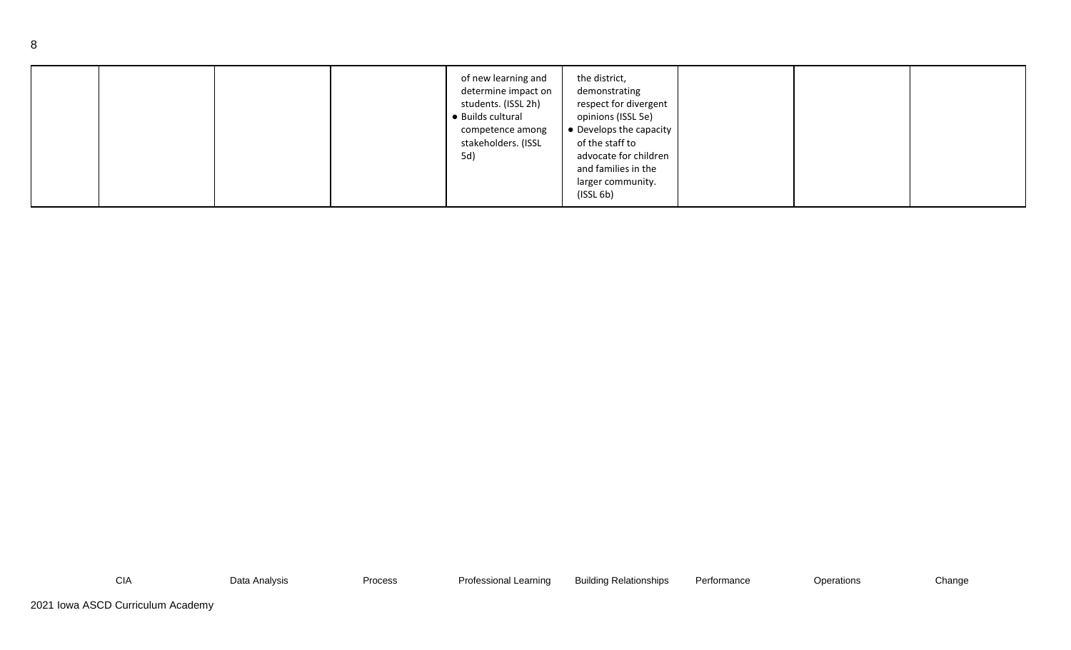| | | | | | | | | |
|---|---|---|---|---|---|---|---|---|
| | | | | of new learning and determine impact on students. (ISSL 2h)<br>● Builds cultural competence among stakeholders. (ISSL 5d) | the district, demonstrating respect for divergent opinions (ISSL 5e)<br>● Develops the capacity of the staff to advocate for children and families in the larger community. (ISSL 6b) | | | |